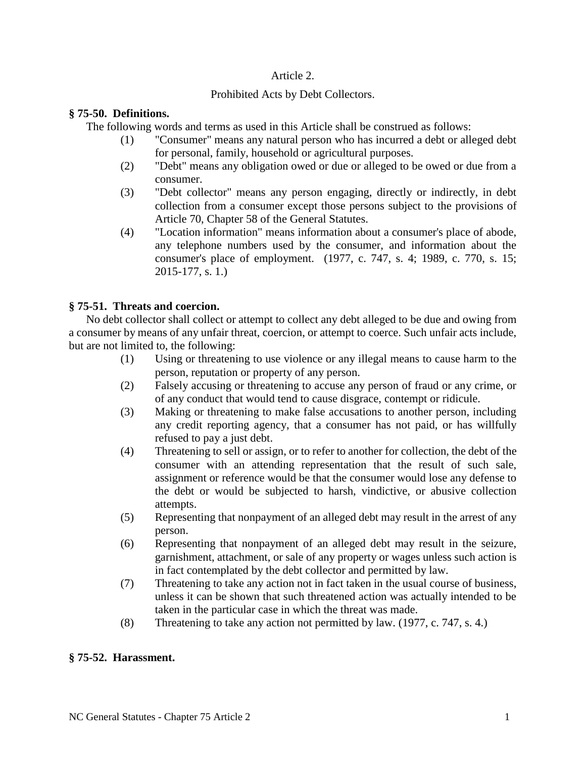Article 2.

Prohibited Acts by Debt Collectors.

**§ 75-50. Definitions.**

The following words and terms as used in this Article shall be construed as follows:

(1) "Consumer" means any natural person who has incurred a debt or alleged debt for personal, family, household or agricultural purposes.

(2) "Debt" means any obligation owed or due or alleged to be owed or due from a consumer.

(3) "Debt collector" means any person engaging, directly or indirectly, in debt collection from a consumer except those persons subject to the provisions of Article 70, Chapter 58 of the General Statutes.

(4) "Location information" means information about a consumer's place of abode, any telephone numbers used by the consumer, and information about the consumer's place of employment. (1977, c. 747, s. 4; 1989, c. 770, s. 15; 2015-177, s. 1.)

**§ 75-51. Threats and coercion.**

No debt collector shall collect or attempt to collect any debt alleged to be due and owing from a consumer by means of any unfair threat, coercion, or attempt to coerce. Such unfair acts include, but are not limited to, the following:

(1) Using or threatening to use violence or any illegal means to cause harm to the person, reputation or property of any person.

(2) Falsely accusing or threatening to accuse any person of fraud or any crime, or of any conduct that would tend to cause disgrace, contempt or ridicule.

(3) Making or threatening to make false accusations to another person, including any credit reporting agency, that a consumer has not paid, or has willfully refused to pay a just debt.

(4) Threatening to sell or assign, or to refer to another for collection, the debt of the consumer with an attending representation that the result of such sale, assignment or reference would be that the consumer would lose any defense to the debt or would be subjected to harsh, vindictive, or abusive collection attempts.

(5) Representing that nonpayment of an alleged debt may result in the arrest of any person.

(6) Representing that nonpayment of an alleged debt may result in the seizure, garnishment, attachment, or sale of any property or wages unless such action is in fact contemplated by the debt collector and permitted by law.

(7) Threatening to take any action not in fact taken in the usual course of business, unless it can be shown that such threatened action was actually intended to be taken in the particular case in which the threat was made.

(8) Threatening to take any action not permitted by law. (1977, c. 747, s. 4.)

**§ 75-52. Harassment.**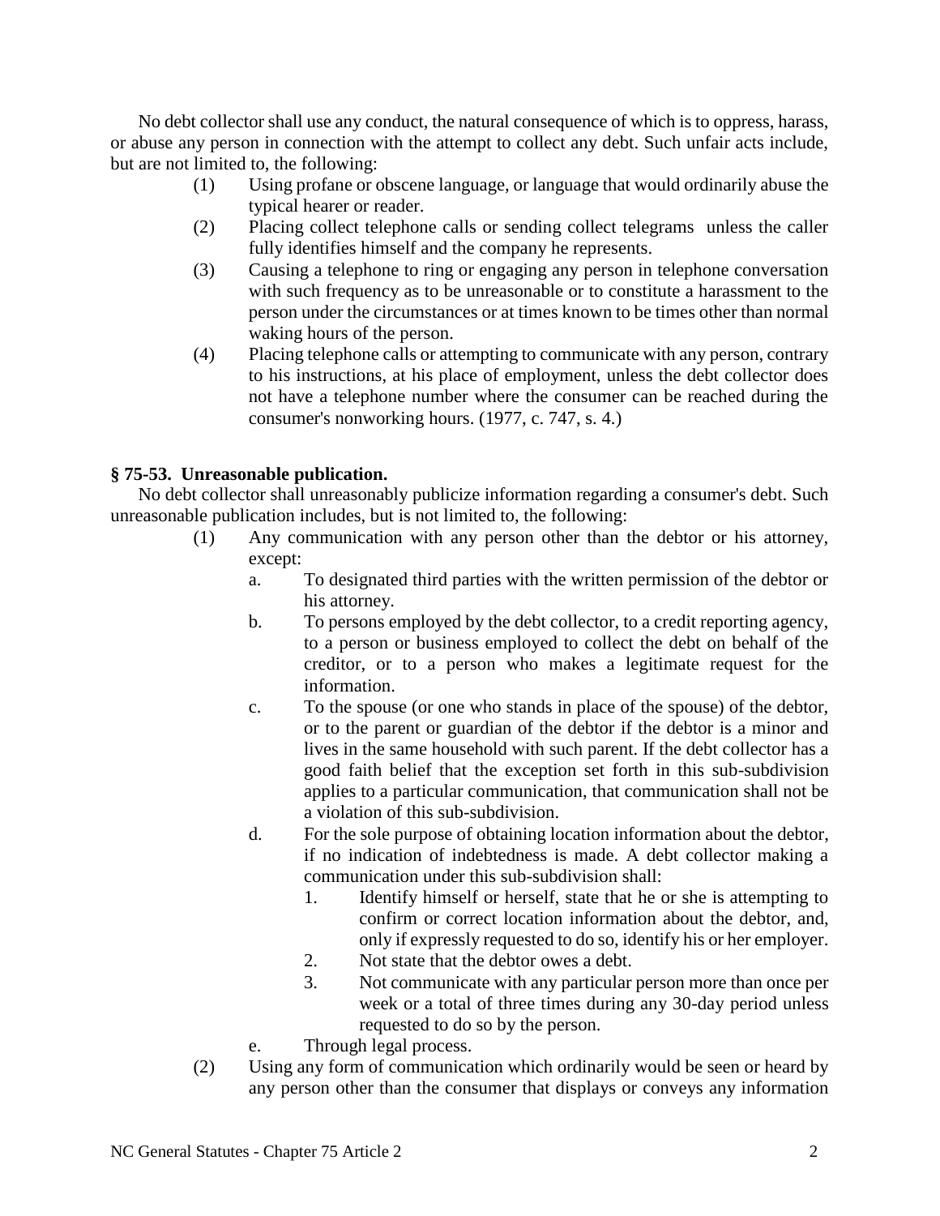No debt collector shall use any conduct, the natural consequence of which is to oppress, harass, or abuse any person in connection with the attempt to collect any debt. Such unfair acts include, but are not limited to, the following:

(1) Using profane or obscene language, or language that would ordinarily abuse the typical hearer or reader.

(2) Placing collect telephone calls or sending collect telegrams unless the caller fully identifies himself and the company he represents.

(3) Causing a telephone to ring or engaging any person in telephone conversation with such frequency as to be unreasonable or to constitute a harassment to the person under the circumstances or at times known to be times other than normal waking hours of the person.

(4) Placing telephone calls or attempting to communicate with any person, contrary to his instructions, at his place of employment, unless the debt collector does not have a telephone number where the consumer can be reached during the consumer's nonworking hours. (1977, c. 747, s. 4.)

### § 75-53. Unreasonable publication.

No debt collector shall unreasonably publicize information regarding a consumer's debt. Such unreasonable publication includes, but is not limited to, the following:

(1) Any communication with any person other than the debtor or his attorney, except:

a. To designated third parties with the written permission of the debtor or his attorney.

b. To persons employed by the debt collector, to a credit reporting agency, to a person or business employed to collect the debt on behalf of the creditor, or to a person who makes a legitimate request for the information.

c. To the spouse (or one who stands in place of the spouse) of the debtor, or to the parent or guardian of the debtor if the debtor is a minor and lives in the same household with such parent. If the debt collector has a good faith belief that the exception set forth in this sub-subdivision applies to a particular communication, that communication shall not be a violation of this sub-subdivision.

d. For the sole purpose of obtaining location information about the debtor, if no indication of indebtedness is made. A debt collector making a communication under this sub-subdivision shall:

1. Identify himself or herself, state that he or she is attempting to confirm or correct location information about the debtor, and, only if expressly requested to do so, identify his or her employer.
2. Not state that the debtor owes a debt.
3. Not communicate with any particular person more than once per week or a total of three times during any 30-day period unless requested to do so by the person.

e. Through legal process.

(2) Using any form of communication which ordinarily would be seen or heard by any person other than the consumer that displays or conveys any information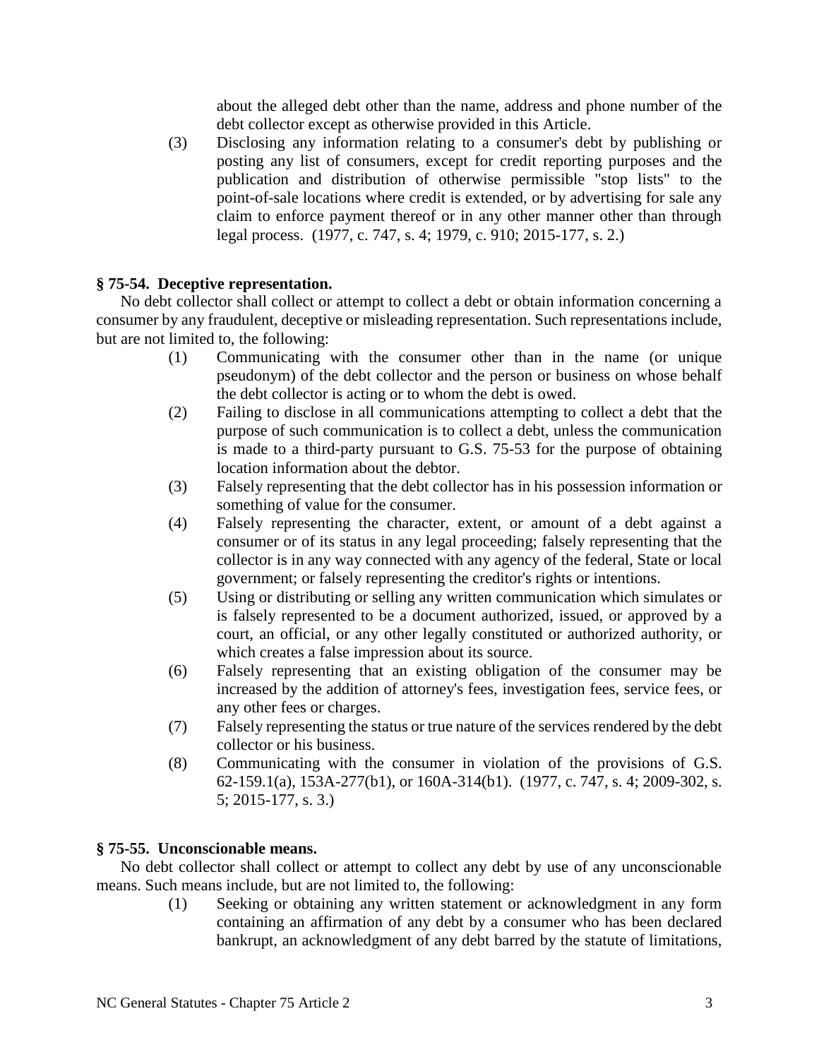about the alleged debt other than the name, address and phone number of the debt collector except as otherwise provided in this Article.

(3) Disclosing any information relating to a consumer's debt by publishing or posting any list of consumers, except for credit reporting purposes and the publication and distribution of otherwise permissible "stop lists" to the point-of-sale locations where credit is extended, or by advertising for sale any claim to enforce payment thereof or in any other manner other than through legal process. (1977, c. 747, s. 4; 1979, c. 910; 2015-177, s. 2.)

### § 75-54. Deceptive representation.

No debt collector shall collect or attempt to collect a debt or obtain information concerning a consumer by any fraudulent, deceptive or misleading representation. Such representations include, but are not limited to, the following:

(1) Communicating with the consumer other than in the name (or unique pseudonym) of the debt collector and the person or business on whose behalf the debt collector is acting or to whom the debt is owed.

(2) Failing to disclose in all communications attempting to collect a debt that the purpose of such communication is to collect a debt, unless the communication is made to a third-party pursuant to G.S. 75-53 for the purpose of obtaining location information about the debtor.

(3) Falsely representing that the debt collector has in his possession information or something of value for the consumer.

(4) Falsely representing the character, extent, or amount of a debt against a consumer or of its status in any legal proceeding; falsely representing that the collector is in any way connected with any agency of the federal, State or local government; or falsely representing the creditor's rights or intentions.

(5) Using or distributing or selling any written communication which simulates or is falsely represented to be a document authorized, issued, or approved by a court, an official, or any other legally constituted or authorized authority, or which creates a false impression about its source.

(6) Falsely representing that an existing obligation of the consumer may be increased by the addition of attorney's fees, investigation fees, service fees, or any other fees or charges.

(7) Falsely representing the status or true nature of the services rendered by the debt collector or his business.

(8) Communicating with the consumer in violation of the provisions of G.S. 62-159.1(a), 153A-277(b1), or 160A-314(b1). (1977, c. 747, s. 4; 2009-302, s. 5; 2015-177, s. 3.)

### § 75-55. Unconscionable means.

No debt collector shall collect or attempt to collect any debt by use of any unconscionable means. Such means include, but are not limited to, the following:

(1) Seeking or obtaining any written statement or acknowledgment in any form containing an affirmation of any debt by a consumer who has been declared bankrupt, an acknowledgment of any debt barred by the statute of limitations,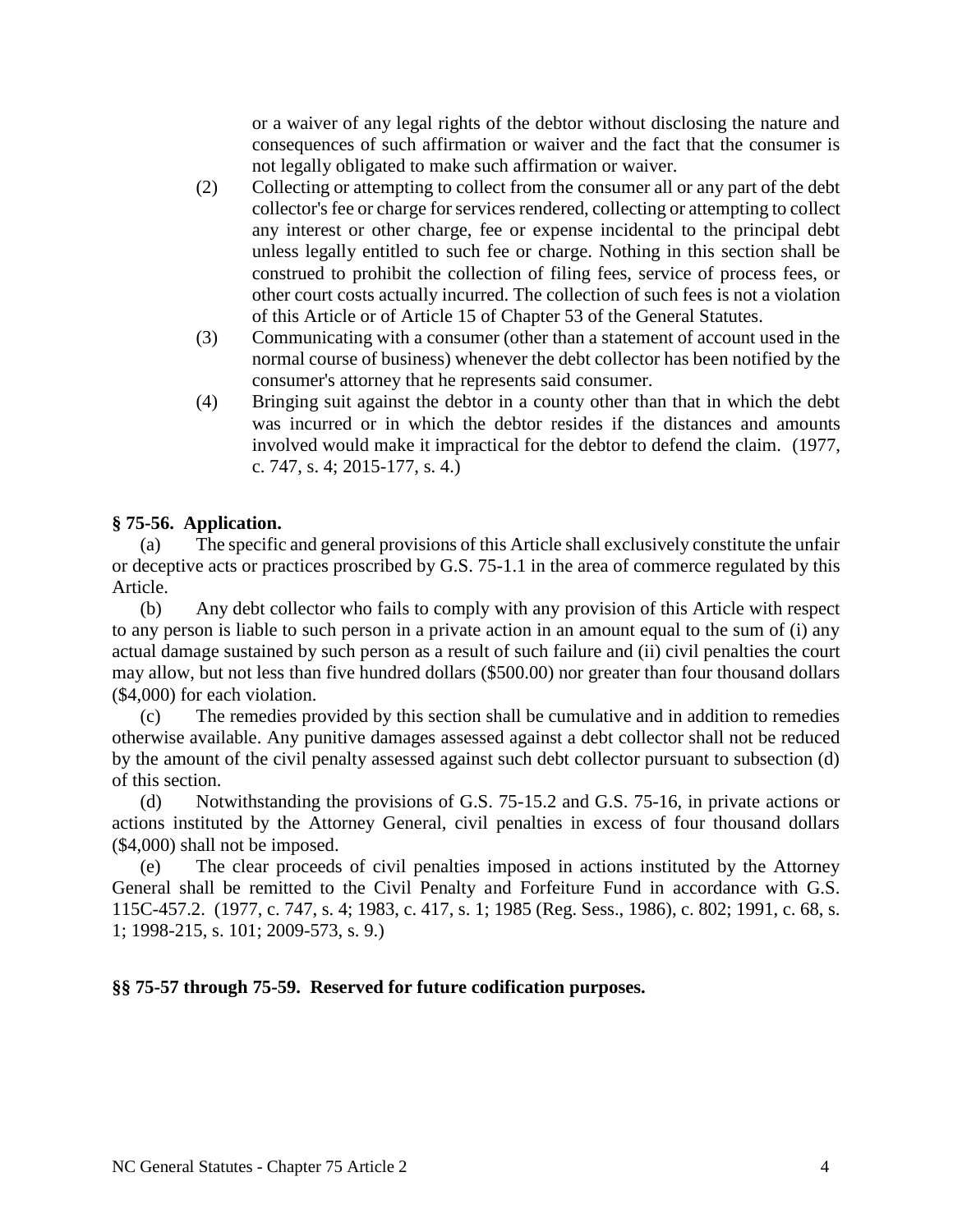or a waiver of any legal rights of the debtor without disclosing the nature and consequences of such affirmation or waiver and the fact that the consumer is not legally obligated to make such affirmation or waiver.

(2) Collecting or attempting to collect from the consumer all or any part of the debt collector's fee or charge for services rendered, collecting or attempting to collect any interest or other charge, fee or expense incidental to the principal debt unless legally entitled to such fee or charge. Nothing in this section shall be construed to prohibit the collection of filing fees, service of process fees, or other court costs actually incurred. The collection of such fees is not a violation of this Article or of Article 15 of Chapter 53 of the General Statutes.

(3) Communicating with a consumer (other than a statement of account used in the normal course of business) whenever the debt collector has been notified by the consumer's attorney that he represents said consumer.

(4) Bringing suit against the debtor in a county other than that in which the debt was incurred or in which the debtor resides if the distances and amounts involved would make it impractical for the debtor to defend the claim. (1977, c. 747, s. 4; 2015-177, s. 4.)

**§ 75-56. Application.**

(a) The specific and general provisions of this Article shall exclusively constitute the unfair or deceptive acts or practices proscribed by G.S. 75-1.1 in the area of commerce regulated by this Article.

(b) Any debt collector who fails to comply with any provision of this Article with respect to any person is liable to such person in a private action in an amount equal to the sum of (i) any actual damage sustained by such person as a result of such failure and (ii) civil penalties the court may allow, but not less than five hundred dollars ($500.00) nor greater than four thousand dollars ($4,000) for each violation.

(c) The remedies provided by this section shall be cumulative and in addition to remedies otherwise available. Any punitive damages assessed against a debt collector shall not be reduced by the amount of the civil penalty assessed against such debt collector pursuant to subsection (d) of this section.

(d) Notwithstanding the provisions of G.S. 75-15.2 and G.S. 75-16, in private actions or actions instituted by the Attorney General, civil penalties in excess of four thousand dollars ($4,000) shall not be imposed.

(e) The clear proceeds of civil penalties imposed in actions instituted by the Attorney General shall be remitted to the Civil Penalty and Forfeiture Fund in accordance with G.S. 115C-457.2. (1977, c. 747, s. 4; 1983, c. 417, s. 1; 1985 (Reg. Sess., 1986), c. 802; 1991, c. 68, s. 1; 1998-215, s. 101; 2009-573, s. 9.)

**§§ 75-57 through 75-59. Reserved for future codification purposes.**